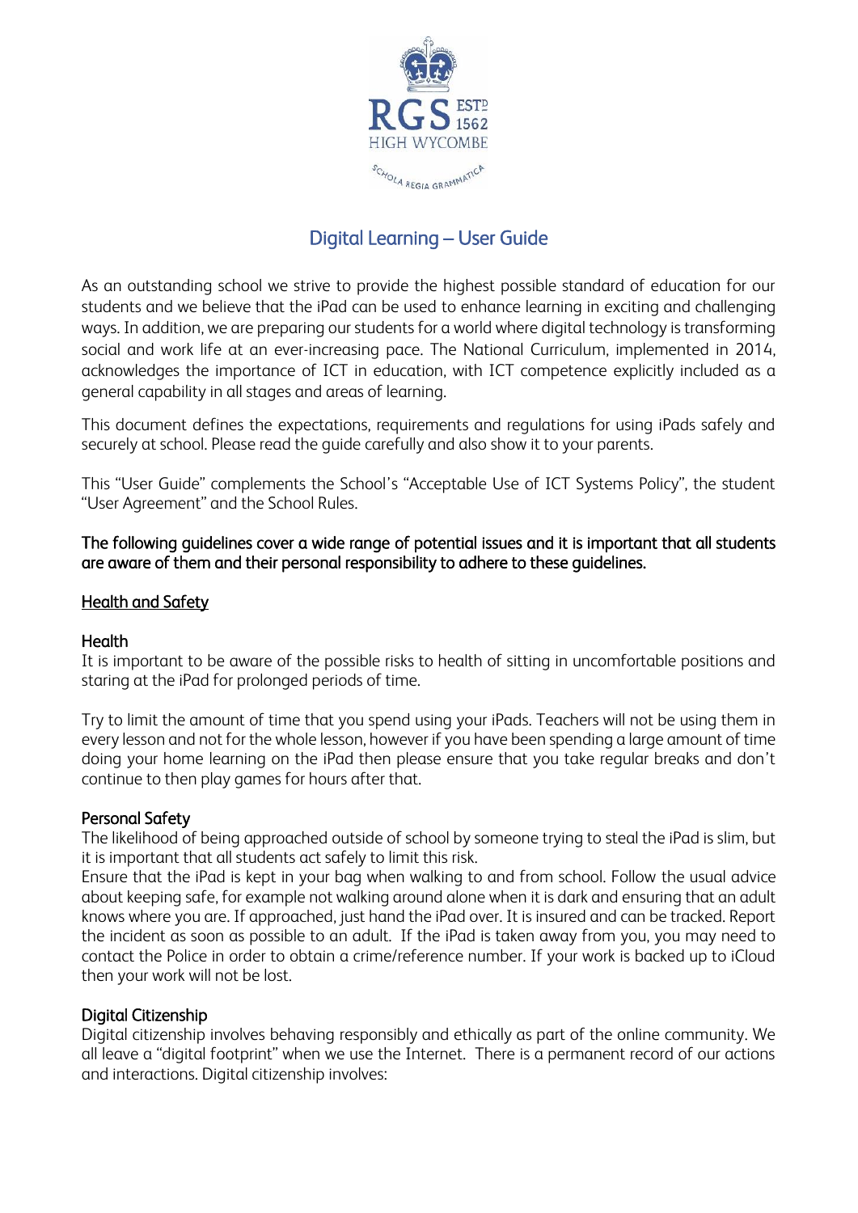RGS ESTD 1562
HIGH WYCOMBE
SCHOLA REGIA GRAMMATICA

# Digital Learning – User Guide

As an outstanding school we strive to provide the highest possible standard of education for our students and we believe that the iPad can be used to enhance learning in exciting and challenging ways. In addition, we are preparing our students for a world where digital technology is transforming social and work life at an ever-increasing pace. The National Curriculum, implemented in 2014, acknowledges the importance of ICT in education, with ICT competence explicitly included as a general capability in all stages and areas of learning.

This document defines the expectations, requirements and regulations for using iPads safely and securely at school. Please read the guide carefully and also show it to your parents.

This "User Guide" complements the School's "Acceptable Use of ICT Systems Policy", the student "User Agreement" and the School Rules.

**The following guidelines cover a wide range of potential issues and it is important that all students are aware of them and their personal responsibility to adhere to these guidelines.**

## Health and Safety

### Health

It is important to be aware of the possible risks to health of sitting in uncomfortable positions and staring at the iPad for prolonged periods of time.

Try to limit the amount of time that you spend using your iPads. Teachers will not be using them in every lesson and not for the whole lesson, however if you have been spending a large amount of time doing your home learning on the iPad then please ensure that you take regular breaks and don't continue to then play games for hours after that.

### Personal Safety

The likelihood of being approached outside of school by someone trying to steal the iPad is slim, but it is important that all students act safely to limit this risk.
Ensure that the iPad is kept in your bag when walking to and from school. Follow the usual advice about keeping safe, for example not walking around alone when it is dark and ensuring that an adult knows where you are. If approached, just hand the iPad over. It is insured and can be tracked. Report the incident as soon as possible to an adult. If the iPad is taken away from you, you may need to contact the Police in order to obtain a crime/reference number. If your work is backed up to iCloud then your work will not be lost.

### Digital Citizenship

Digital citizenship involves behaving responsibly and ethically as part of the online community. We all leave a "digital footprint" when we use the Internet. There is a permanent record of our actions and interactions. Digital citizenship involves: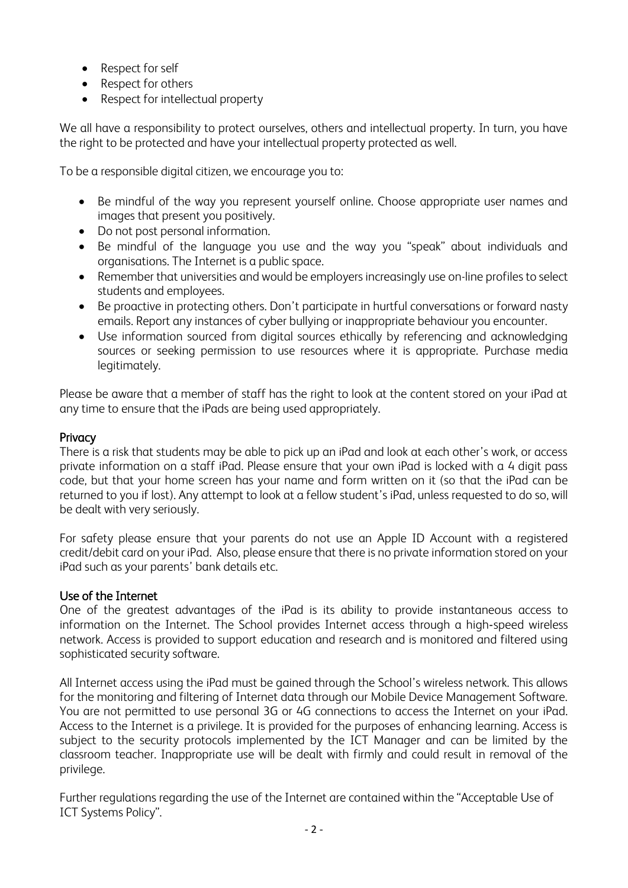- Respect for self
- Respect for others
- Respect for intellectual property

We all have a responsibility to protect ourselves, others and intellectual property. In turn, you have the right to be protected and have your intellectual property protected as well.

To be a responsible digital citizen, we encourage you to:

- Be mindful of the way you represent yourself online. Choose appropriate user names and images that present you positively.
- Do not post personal information.
- Be mindful of the language you use and the way you "speak" about individuals and organisations. The Internet is a public space.
- Remember that universities and would be employers increasingly use on-line profiles to select students and employees.
- Be proactive in protecting others. Don't participate in hurtful conversations or forward nasty emails. Report any instances of cyber bullying or inappropriate behaviour you encounter.
- Use information sourced from digital sources ethically by referencing and acknowledging sources or seeking permission to use resources where it is appropriate. Purchase media legitimately.

Please be aware that a member of staff has the right to look at the content stored on your iPad at any time to ensure that the iPads are being used appropriately.

## Privacy

There is a risk that students may be able to pick up an iPad and look at each other's work, or access private information on a staff iPad. Please ensure that your own iPad is locked with a 4 digit pass code, but that your home screen has your name and form written on it (so that the iPad can be returned to you if lost). Any attempt to look at a fellow student's iPad, unless requested to do so, will be dealt with very seriously.

For safety please ensure that your parents do not use an Apple ID Account with a registered credit/debit card on your iPad. Also, please ensure that there is no private information stored on your iPad such as your parents' bank details etc.

## Use of the Internet

One of the greatest advantages of the iPad is its ability to provide instantaneous access to information on the Internet. The School provides Internet access through a high-speed wireless network. Access is provided to support education and research and is monitored and filtered using sophisticated security software.

All Internet access using the iPad must be gained through the School's wireless network. This allows for the monitoring and filtering of Internet data through our Mobile Device Management Software. You are not permitted to use personal 3G or 4G connections to access the Internet on your iPad. Access to the Internet is a privilege. It is provided for the purposes of enhancing learning. Access is subject to the security protocols implemented by the ICT Manager and can be limited by the classroom teacher. Inappropriate use will be dealt with firmly and could result in removal of the privilege.

Further regulations regarding the use of the Internet are contained within the "Acceptable Use of ICT Systems Policy".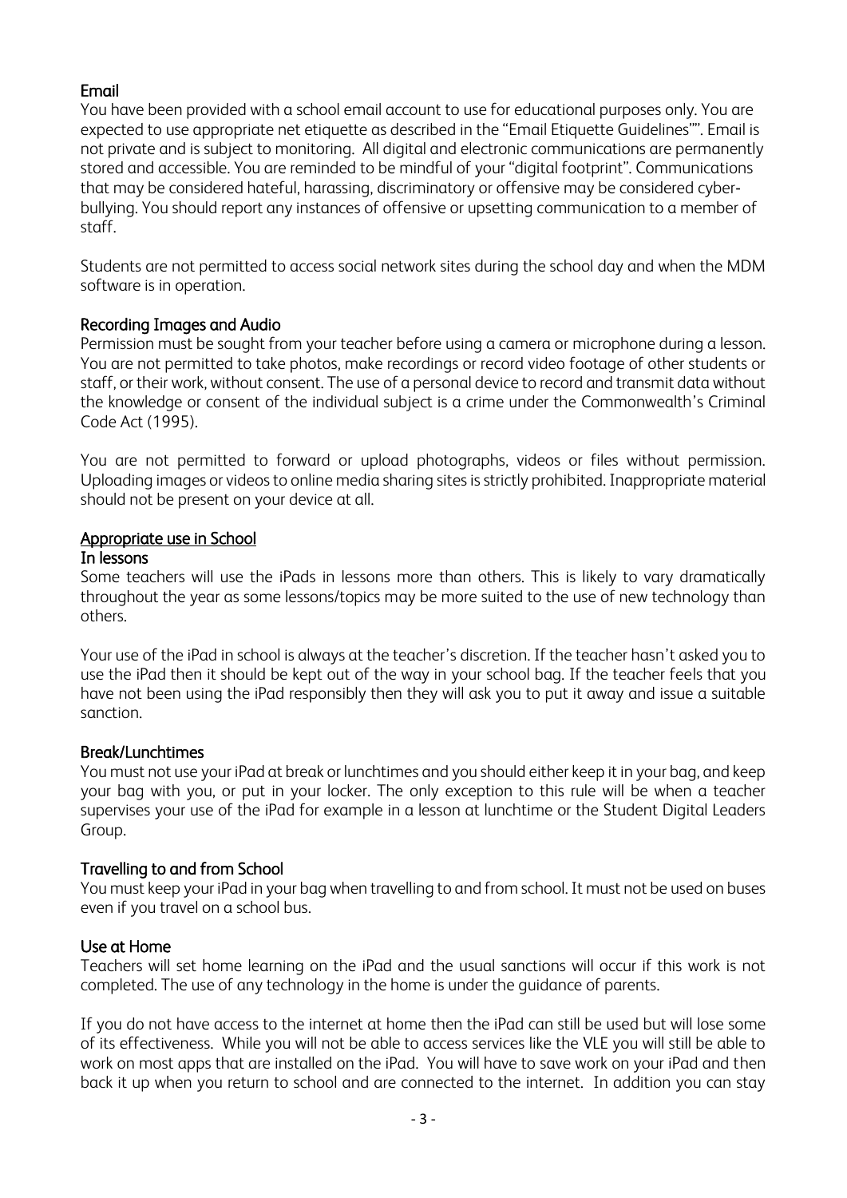## Email

You have been provided with a school email account to use for educational purposes only. You are expected to use appropriate net etiquette as described in the "Email Etiquette Guidelines"". Email is not private and is subject to monitoring. All digital and electronic communications are permanently stored and accessible. You are reminded to be mindful of your "digital footprint". Communications that may be considered hateful, harassing, discriminatory or offensive may be considered cyber-bullying. You should report any instances of offensive or upsetting communication to a member of staff.

Students are not permitted to access social network sites during the school day and when the MDM software is in operation.

## Recording Images and Audio

Permission must be sought from your teacher before using a camera or microphone during a lesson. You are not permitted to take photos, make recordings or record video footage of other students or staff, or their work, without consent. The use of a personal device to record and transmit data without the knowledge or consent of the individual subject is a crime under the Commonwealth's Criminal Code Act (1995).

You are not permitted to forward or upload photographs, videos or files without permission. Uploading images or videos to online media sharing sites is strictly prohibited. Inappropriate material should not be present on your device at all.

## Appropriate use in School

### In lessons

Some teachers will use the iPads in lessons more than others. This is likely to vary dramatically throughout the year as some lessons/topics may be more suited to the use of new technology than others.

Your use of the iPad in school is always at the teacher's discretion. If the teacher hasn't asked you to use the iPad then it should be kept out of the way in your school bag. If the teacher feels that you have not been using the iPad responsibly then they will ask you to put it away and issue a suitable sanction.

### Break/Lunchtimes

You must not use your iPad at break or lunchtimes and you should either keep it in your bag, and keep your bag with you, or put in your locker. The only exception to this rule will be when a teacher supervises your use of the iPad for example in a lesson at lunchtime or the Student Digital Leaders Group.

### Travelling to and from School

You must keep your iPad in your bag when travelling to and from school. It must not be used on buses even if you travel on a school bus.

### Use at Home

Teachers will set home learning on the iPad and the usual sanctions will occur if this work is not completed. The use of any technology in the home is under the guidance of parents.

If you do not have access to the internet at home then the iPad can still be used but will lose some of its effectiveness. While you will not be able to access services like the VLE you will still be able to work on most apps that are installed on the iPad. You will have to save work on your iPad and then back it up when you return to school and are connected to the internet. In addition you can stay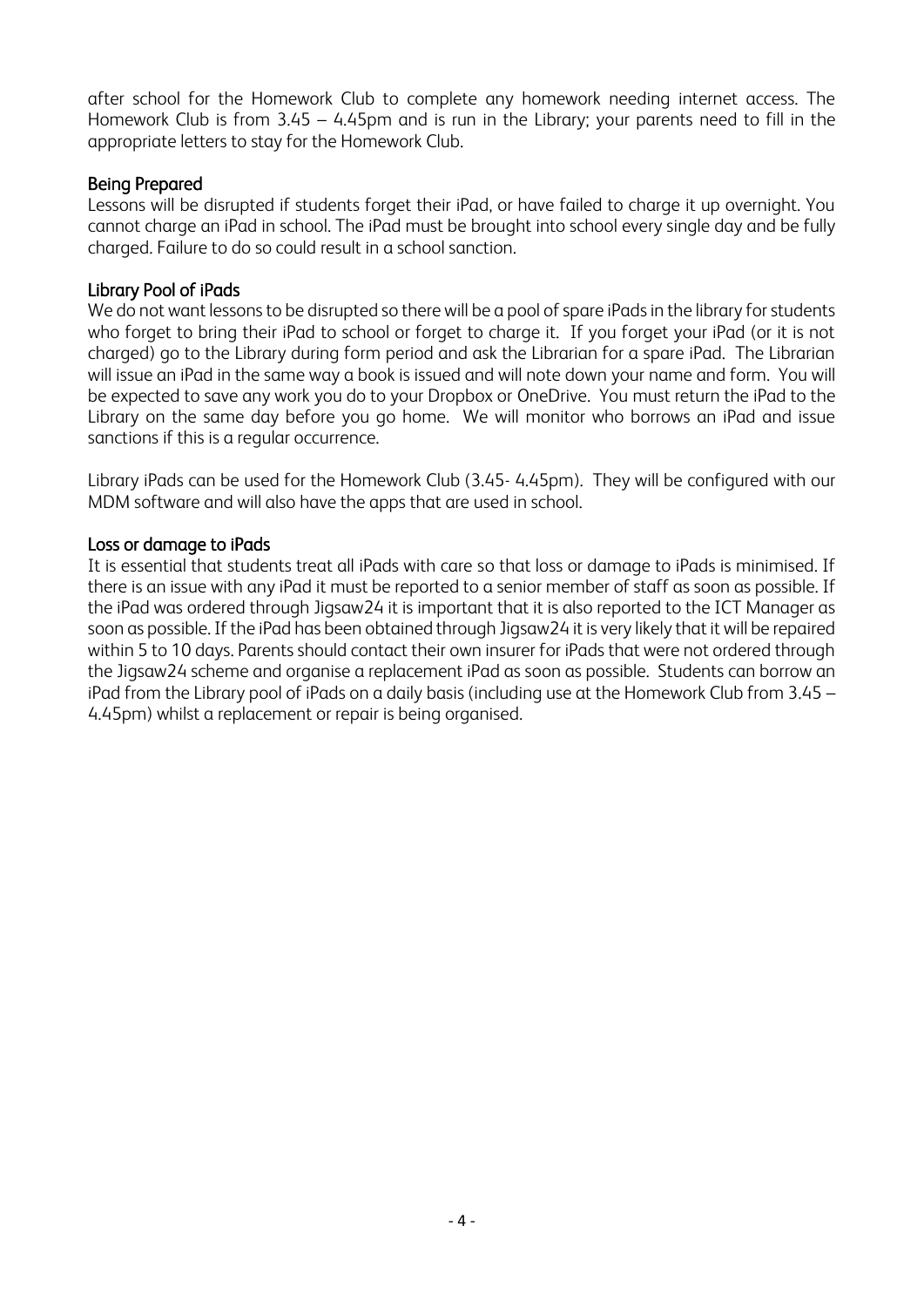after school for the Homework Club to complete any homework needing internet access. The Homework Club is from 3.45 – 4.45pm and is run in the Library; your parents need to fill in the appropriate letters to stay for the Homework Club.

### Being Prepared

Lessons will be disrupted if students forget their iPad, or have failed to charge it up overnight. You cannot charge an iPad in school. The iPad must be brought into school every single day and be fully charged. Failure to do so could result in a school sanction.

### Library Pool of iPads

We do not want lessons to be disrupted so there will be a pool of spare iPads in the library for students who forget to bring their iPad to school or forget to charge it. If you forget your iPad (or it is not charged) go to the Library during form period and ask the Librarian for a spare iPad. The Librarian will issue an iPad in the same way a book is issued and will note down your name and form. You will be expected to save any work you do to your Dropbox or OneDrive. You must return the iPad to the Library on the same day before you go home. We will monitor who borrows an iPad and issue sanctions if this is a regular occurrence.

Library iPads can be used for the Homework Club (3.45- 4.45pm). They will be configured with our MDM software and will also have the apps that are used in school.

### Loss or damage to iPads

It is essential that students treat all iPads with care so that loss or damage to iPads is minimised. If there is an issue with any iPad it must be reported to a senior member of staff as soon as possible. If the iPad was ordered through Jigsaw24 it is important that it is also reported to the ICT Manager as soon as possible. If the iPad has been obtained through Jigsaw24 it is very likely that it will be repaired within 5 to 10 days. Parents should contact their own insurer for iPads that were not ordered through the Jigsaw24 scheme and organise a replacement iPad as soon as possible. Students can borrow an iPad from the Library pool of iPads on a daily basis (including use at the Homework Club from 3.45 – 4.45pm) whilst a replacement or repair is being organised.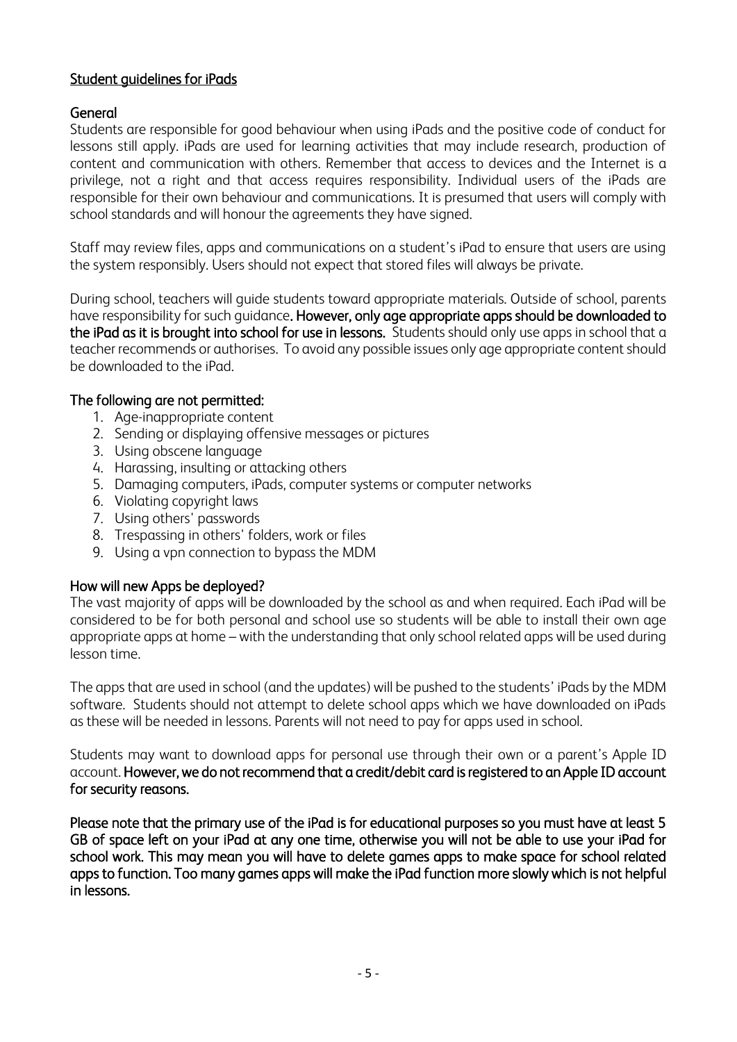## Student guidelines for iPads

### General

Students are responsible for good behaviour when using iPads and the positive code of conduct for lessons still apply. iPads are used for learning activities that may include research, production of content and communication with others. Remember that access to devices and the Internet is a privilege, not a right and that access requires responsibility. Individual users of the iPads are responsible for their own behaviour and communications. It is presumed that users will comply with school standards and will honour the agreements they have signed.

Staff may review files, apps and communications on a student's iPad to ensure that users are using the system responsibly. Users should not expect that stored files will always be private.

During school, teachers will guide students toward appropriate materials. Outside of school, parents have responsibility for such guidance**. However, only age appropriate apps should be downloaded to the iPad as it is brought into school for use in lessons.** Students should only use apps in school that a teacher recommends or authorises. To avoid any possible issues only age appropriate content should be downloaded to the iPad.

### The following are not permitted:

1. Age-inappropriate content
2. Sending or displaying offensive messages or pictures
3. Using obscene language
4. Harassing, insulting or attacking others
5. Damaging computers, iPads, computer systems or computer networks
6. Violating copyright laws
7. Using others' passwords
8. Trespassing in others' folders, work or files
9. Using a vpn connection to bypass the MDM

### How will new Apps be deployed?

The vast majority of apps will be downloaded by the school as and when required. Each iPad will be considered to be for both personal and school use so students will be able to install their own age appropriate apps at home – with the understanding that only school related apps will be used during lesson time.

The apps that are used in school (and the updates) will be pushed to the students' iPads by the MDM software. Students should not attempt to delete school apps which we have downloaded on iPads as these will be needed in lessons. Parents will not need to pay for apps used in school.

Students may want to download apps for personal use through their own or a parent's Apple ID account. **However, we do not recommend that a credit/debit card is registered to an Apple ID account for security reasons.**

**Please note that the primary use of the iPad is for educational purposes so you must have at least 5 GB of space left on your iPad at any one time, otherwise you will not be able to use your iPad for school work. This may mean you will have to delete games apps to make space for school related apps to function. Too many games apps will make the iPad function more slowly which is not helpful in lessons.**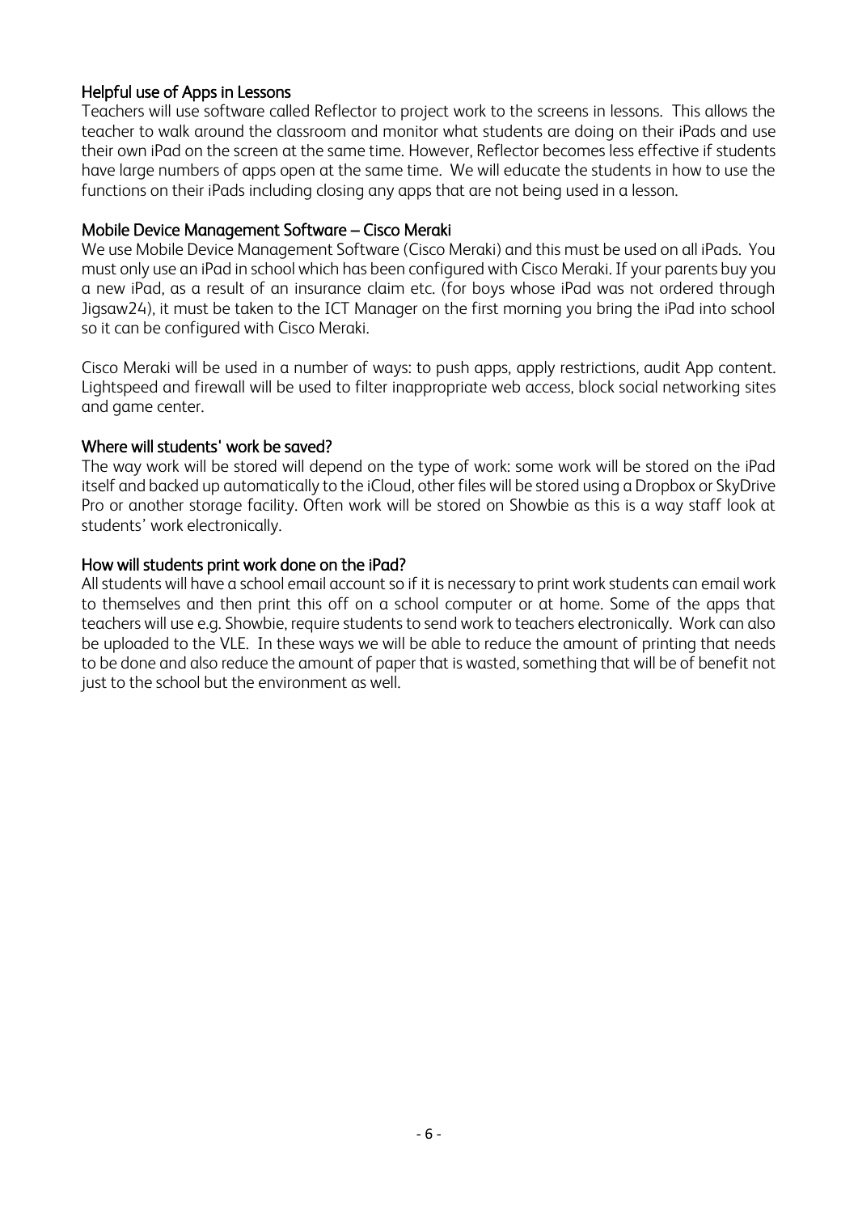## Helpful use of Apps in Lessons

Teachers will use software called Reflector to project work to the screens in lessons. This allows the teacher to walk around the classroom and monitor what students are doing on their iPads and use their own iPad on the screen at the same time. However, Reflector becomes less effective if students have large numbers of apps open at the same time. We will educate the students in how to use the functions on their iPads including closing any apps that are not being used in a lesson.

## Mobile Device Management Software – Cisco Meraki

We use Mobile Device Management Software (Cisco Meraki) and this must be used on all iPads. You must only use an iPad in school which has been configured with Cisco Meraki. If your parents buy you a new iPad, as a result of an insurance claim etc. (for boys whose iPad was not ordered through Jigsaw24), it must be taken to the ICT Manager on the first morning you bring the iPad into school so it can be configured with Cisco Meraki.

Cisco Meraki will be used in a number of ways: to push apps, apply restrictions, audit App content. Lightspeed and firewall will be used to filter inappropriate web access, block social networking sites and game center.

## Where will students' work be saved?

The way work will be stored will depend on the type of work: some work will be stored on the iPad itself and backed up automatically to the iCloud, other files will be stored using a Dropbox or SkyDrive Pro or another storage facility. Often work will be stored on Showbie as this is a way staff look at students' work electronically.

## How will students print work done on the iPad?

All students will have a school email account so if it is necessary to print work students can email work to themselves and then print this off on a school computer or at home. Some of the apps that teachers will use e.g. Showbie, require students to send work to teachers electronically. Work can also be uploaded to the VLE. In these ways we will be able to reduce the amount of printing that needs to be done and also reduce the amount of paper that is wasted, something that will be of benefit not just to the school but the environment as well.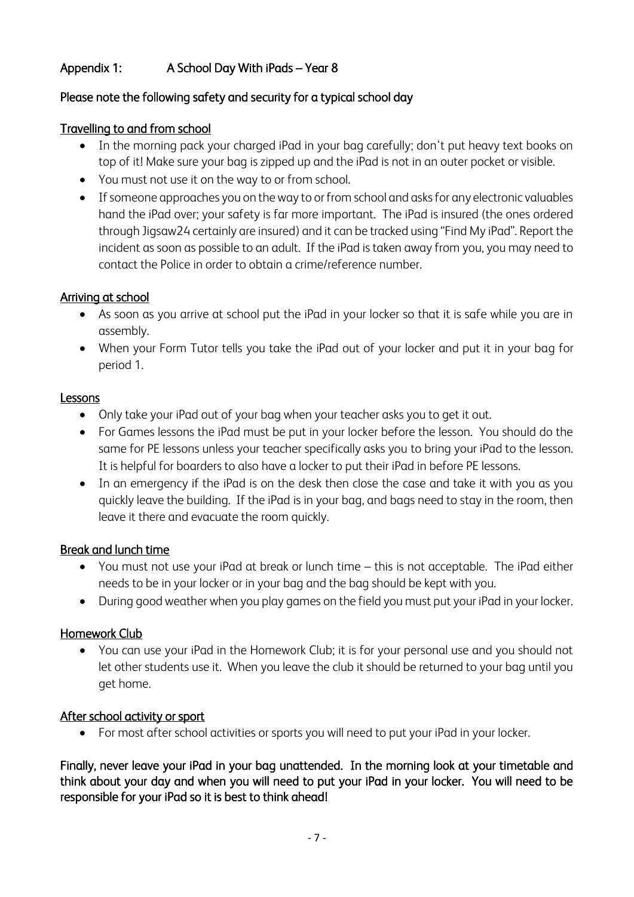## Appendix 1: A School Day With iPads – Year 8

**Please note the following safety and security for a typical school day**

### Travelling to and from school

- In the morning pack your charged iPad in your bag carefully; don't put heavy text books on top of it! Make sure your bag is zipped up and the iPad is not in an outer pocket or visible.
- You must not use it on the way to or from school.
- If someone approaches you on the way to or from school and asks for any electronic valuables hand the iPad over; your safety is far more important. The iPad is insured (the ones ordered through Jigsaw24 certainly are insured) and it can be tracked using "Find My iPad". Report the incident as soon as possible to an adult. If the iPad is taken away from you, you may need to contact the Police in order to obtain a crime/reference number.

### Arriving at school

- As soon as you arrive at school put the iPad in your locker so that it is safe while you are in assembly.
- When your Form Tutor tells you take the iPad out of your locker and put it in your bag for period 1.

### Lessons

- Only take your iPad out of your bag when your teacher asks you to get it out.
- For Games lessons the iPad must be put in your locker before the lesson. You should do the same for PE lessons unless your teacher specifically asks you to bring your iPad to the lesson. It is helpful for boarders to also have a locker to put their iPad in before PE lessons.
- In an emergency if the iPad is on the desk then close the case and take it with you as you quickly leave the building. If the iPad is in your bag, and bags need to stay in the room, then leave it there and evacuate the room quickly.

### Break and lunch time

- You must not use your iPad at break or lunch time – this is not acceptable. The iPad either needs to be in your locker or in your bag and the bag should be kept with you.
- During good weather when you play games on the field you must put your iPad in your locker.

### Homework Club

- You can use your iPad in the Homework Club; it is for your personal use and you should not let other students use it. When you leave the club it should be returned to your bag until you get home.

### After school activity or sport

- For most after school activities or sports you will need to put your iPad in your locker.

**Finally, never leave your iPad in your bag unattended. In the morning look at your timetable and think about your day and when you will need to put your iPad in your locker. You will need to be responsible for your iPad so it is best to think ahead!**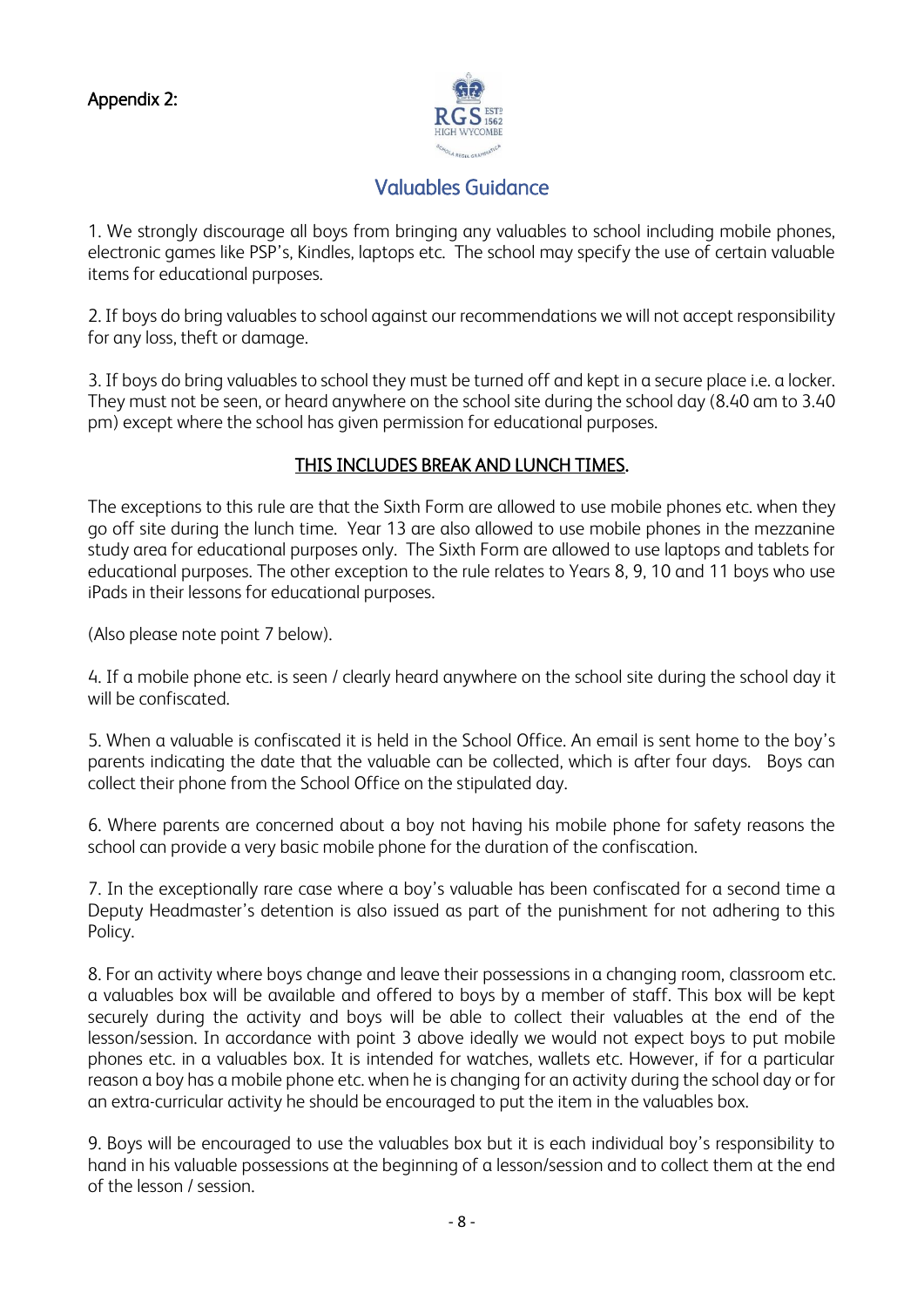Appendix 2:

## Valuables Guidance

1. We strongly discourage all boys from bringing any valuables to school including mobile phones, electronic games like PSP's, Kindles, laptops etc. The school may specify the use of certain valuable items for educational purposes.

2. If boys do bring valuables to school against our recommendations we will not accept responsibility for any loss, theft or damage.

3. If boys do bring valuables to school they must be turned off and kept in a secure place i.e. a locker. They must not be seen, or heard anywhere on the school site during the school day (8.40 am to 3.40 pm) except where the school has given permission for educational purposes.

**THIS INCLUDES BREAK AND LUNCH TIMES.**

The exceptions to this rule are that the Sixth Form are allowed to use mobile phones etc. when they go off site during the lunch time. Year 13 are also allowed to use mobile phones in the mezzanine study area for educational purposes only. The Sixth Form are allowed to use laptops and tablets for educational purposes. The other exception to the rule relates to Years 8, 9, 10 and 11 boys who use iPads in their lessons for educational purposes.

(Also please note point 7 below).

4. If a mobile phone etc. is seen / clearly heard anywhere on the school site during the school day it will be confiscated.

5. When a valuable is confiscated it is held in the School Office. An email is sent home to the boy's parents indicating the date that the valuable can be collected, which is after four days. Boys can collect their phone from the School Office on the stipulated day.

6. Where parents are concerned about a boy not having his mobile phone for safety reasons the school can provide a very basic mobile phone for the duration of the confiscation.

7. In the exceptionally rare case where a boy's valuable has been confiscated for a second time a Deputy Headmaster's detention is also issued as part of the punishment for not adhering to this Policy.

8. For an activity where boys change and leave their possessions in a changing room, classroom etc. a valuables box will be available and offered to boys by a member of staff. This box will be kept securely during the activity and boys will be able to collect their valuables at the end of the lesson/session. In accordance with point 3 above ideally we would not expect boys to put mobile phones etc. in a valuables box. It is intended for watches, wallets etc. However, if for a particular reason a boy has a mobile phone etc. when he is changing for an activity during the school day or for an extra-curricular activity he should be encouraged to put the item in the valuables box.

9. Boys will be encouraged to use the valuables box but it is each individual boy's responsibility to hand in his valuable possessions at the beginning of a lesson/session and to collect them at the end of the lesson / session.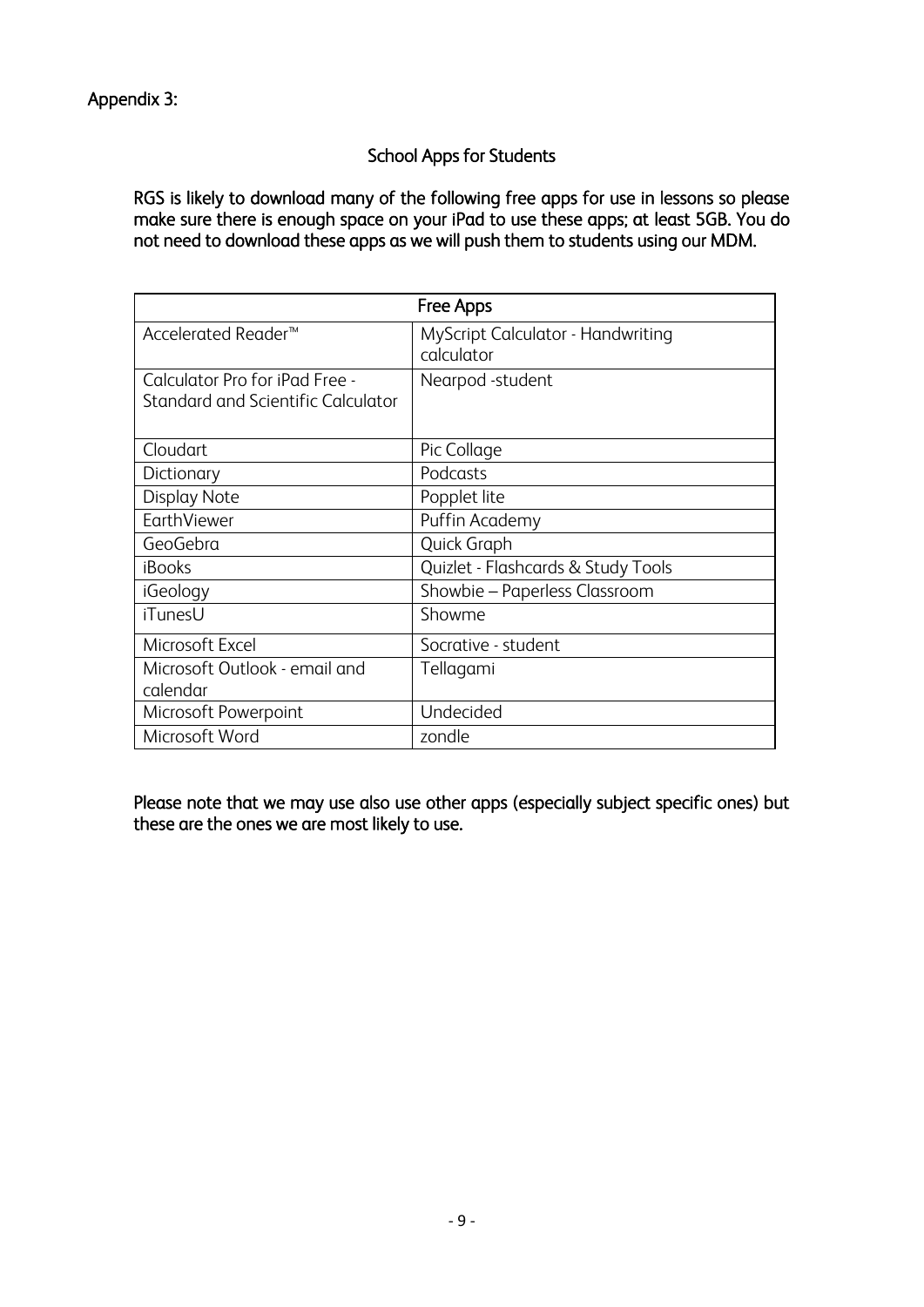Appendix 3:

## School Apps for Students

RGS is likely to download many of the following free apps for use in lessons so please make sure there is enough space on your iPad to use these apps; at least 5GB. You do not need to download these apps as we will push them to students using our MDM.

| Free Apps | |
|---|---|
| Accelerated Reader™ | MyScript Calculator - Handwriting calculator |
| Calculator Pro for iPad Free - Standard and Scientific Calculator | Nearpod -student |
| Cloudart | Pic Collage |
| Dictionary | Podcasts |
| Display Note | Popplet lite |
| EarthViewer | Puffin Academy |
| GeoGebra | Quick Graph |
| iBooks | Quizlet - Flashcards & Study Tools |
| iGeology | Showbie – Paperless Classroom |
| iTunesU | Showme |
| Microsoft Excel | Socrative - student |
| Microsoft Outlook - email and calendar | Tellagami |
| Microsoft Powerpoint | Undecided |
| Microsoft Word | zondle |

Please note that we may use also use other apps (especially subject specific ones) but these are the ones we are most likely to use.